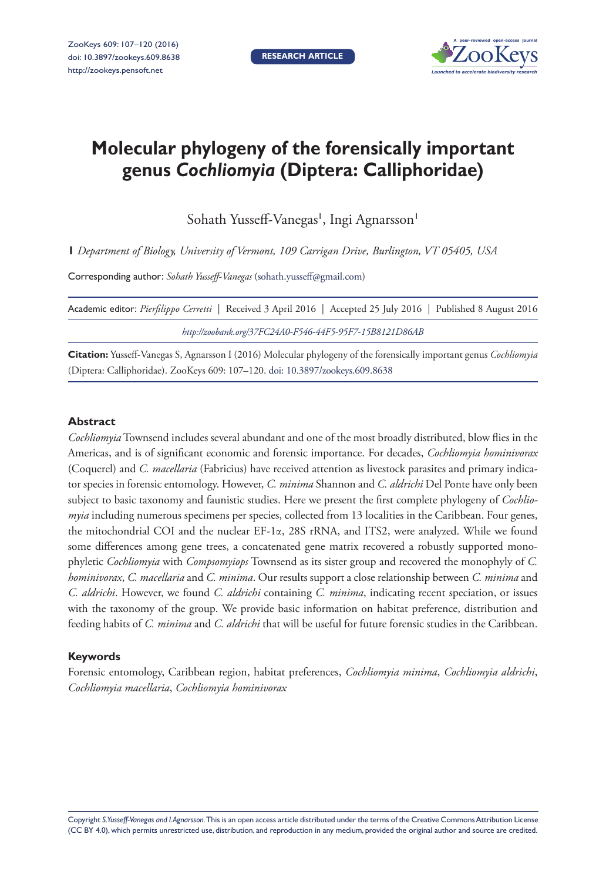# Molecular phylogeny of the forensically important genus *Cochliomyia* (Diptera: Calliphoridae)

Sohath Yusseff-Vanegas[1], Ingi Agnarsson[1]

**1** *Department of Biology, University of Vermont, 109 Carrigan Drive, Burlington, VT 05405, USA*

Corresponding author: *Sohath Yusseff-Vanegas* (sohath.yusseff@gmail.com)

Academic editor: *Pierfilippo Cerretti* | Received 3 April 2016 | Accepted 25 July 2016 | Published 8 August 2016

*http://zoobank.org/37FC24A0-F546-44F5-95F7-15B8121D86AB*

**Citation:** Yusseff-Vanegas S, Agnarsson I (2016) Molecular phylogeny of the forensically important genus *Cochliomyia* (Diptera: Calliphoridae). ZooKeys 609: 107–120. doi: 10.3897/zookeys.609.8638

## Abstract

*Cochliomyia* Townsend includes several abundant and one of the most broadly distributed, blow flies in the Americas, and is of significant economic and forensic importance. For decades, *Cochliomyia hominivorax* (Coquerel) and *C. macellaria* (Fabricius) have received attention as livestock parasites and primary indicator species in forensic entomology. However, *C. minima* Shannon and *C. aldrichi* Del Ponte have only been subject to basic taxonomy and faunistic studies. Here we present the first complete phylogeny of *Cochliomyia* including numerous specimens per species, collected from 13 localities in the Caribbean. Four genes, the mitochondrial COI and the nuclear EF-1α, 28S rRNA, and ITS2, were analyzed. While we found some differences among gene trees, a concatenated gene matrix recovered a robustly supported monophyletic *Cochliomyia* with *Compsomyiops* Townsend as its sister group and recovered the monophyly of *C. hominivorax*, *C. macellaria* and *C. minima*. Our results support a close relationship between *C. minima* and *C. aldrichi*. However, we found *C. aldrichi* containing *C. minima*, indicating recent speciation, or issues with the taxonomy of the group. We provide basic information on habitat preference, distribution and feeding habits of *C. minima* and *C. aldrichi* that will be useful for future forensic studies in the Caribbean.

## Keywords

Forensic entomology, Caribbean region, habitat preferences, *Cochliomyia minima*, *Cochliomyia aldrichi*, *Cochliomyia macellaria*, *Cochliomyia hominivorax*

Copyright *S. Yusseff-Vanegas and I. Agnarsson.* This is an open access article distributed under the terms of the Creative Commons Attribution License (CC BY 4.0), which permits unrestricted use, distribution, and reproduction in any medium, provided the original author and source are credited.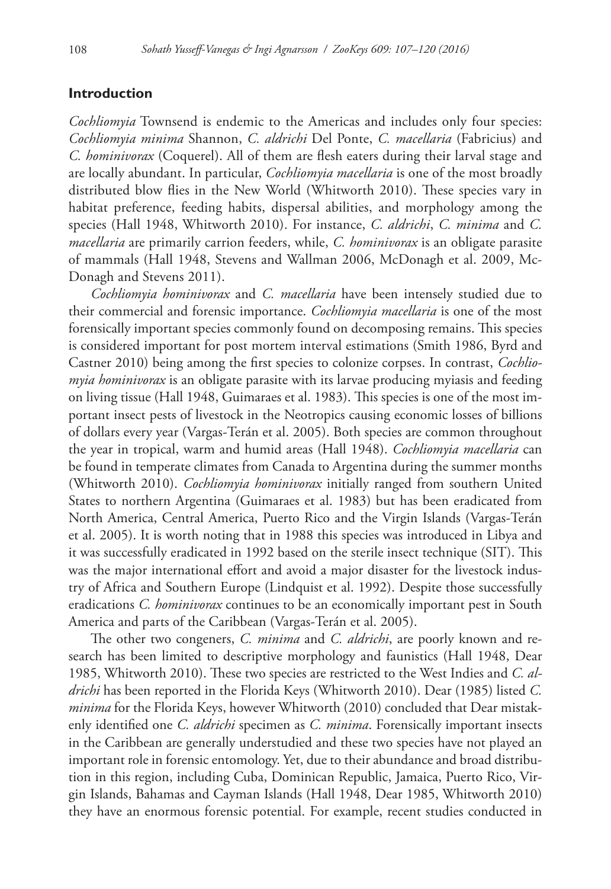## Introduction

*Cochliomyia* Townsend is endemic to the Americas and includes only four species: *Cochliomyia minima* Shannon, *C. aldrichi* Del Ponte, *C. macellaria* (Fabricius) and *C. hominivorax* (Coquerel). All of them are flesh eaters during their larval stage and are locally abundant. In particular, *Cochliomyia macellaria* is one of the most broadly distributed blow flies in the New World (Whitworth 2010). These species vary in habitat preference, feeding habits, dispersal abilities, and morphology among the species (Hall 1948, Whitworth 2010). For instance, *C. aldrichi*, *C. minima* and *C. macellaria* are primarily carrion feeders, while, *C. hominivorax* is an obligate parasite of mammals (Hall 1948, Stevens and Wallman 2006, McDonagh et al. 2009, McDonagh and Stevens 2011).

*Cochliomyia hominivorax* and *C. macellaria* have been intensely studied due to their commercial and forensic importance. *Cochliomyia macellaria* is one of the most forensically important species commonly found on decomposing remains. This species is considered important for post mortem interval estimations (Smith 1986, Byrd and Castner 2010) being among the first species to colonize corpses. In contrast, *Cochliomyia hominivorax* is an obligate parasite with its larvae producing myiasis and feeding on living tissue (Hall 1948, Guimaraes et al. 1983). This species is one of the most important insect pests of livestock in the Neotropics causing economic losses of billions of dollars every year (Vargas-Terán et al. 2005). Both species are common throughout the year in tropical, warm and humid areas (Hall 1948). *Cochliomyia macellaria* can be found in temperate climates from Canada to Argentina during the summer months (Whitworth 2010). *Cochliomyia hominivorax* initially ranged from southern United States to northern Argentina (Guimaraes et al. 1983) but has been eradicated from North America, Central America, Puerto Rico and the Virgin Islands (Vargas-Terán et al. 2005). It is worth noting that in 1988 this species was introduced in Libya and it was successfully eradicated in 1992 based on the sterile insect technique (SIT). This was the major international effort and avoid a major disaster for the livestock industry of Africa and Southern Europe (Lindquist et al. 1992). Despite those successfully eradications *C. hominivorax* continues to be an economically important pest in South America and parts of the Caribbean (Vargas-Terán et al. 2005).

The other two congeners, *C. minima* and *C. aldrichi*, are poorly known and research has been limited to descriptive morphology and faunistics (Hall 1948, Dear 1985, Whitworth 2010). These two species are restricted to the West Indies and *C. aldrichi* has been reported in the Florida Keys (Whitworth 2010). Dear (1985) listed *C. minima* for the Florida Keys, however Whitworth (2010) concluded that Dear mistakenly identified one *C. aldrichi* specimen as *C. minima*. Forensically important insects in the Caribbean are generally understudied and these two species have not played an important role in forensic entomology. Yet, due to their abundance and broad distribution in this region, including Cuba, Dominican Republic, Jamaica, Puerto Rico, Virgin Islands, Bahamas and Cayman Islands (Hall 1948, Dear 1985, Whitworth 2010) they have an enormous forensic potential. For example, recent studies conducted in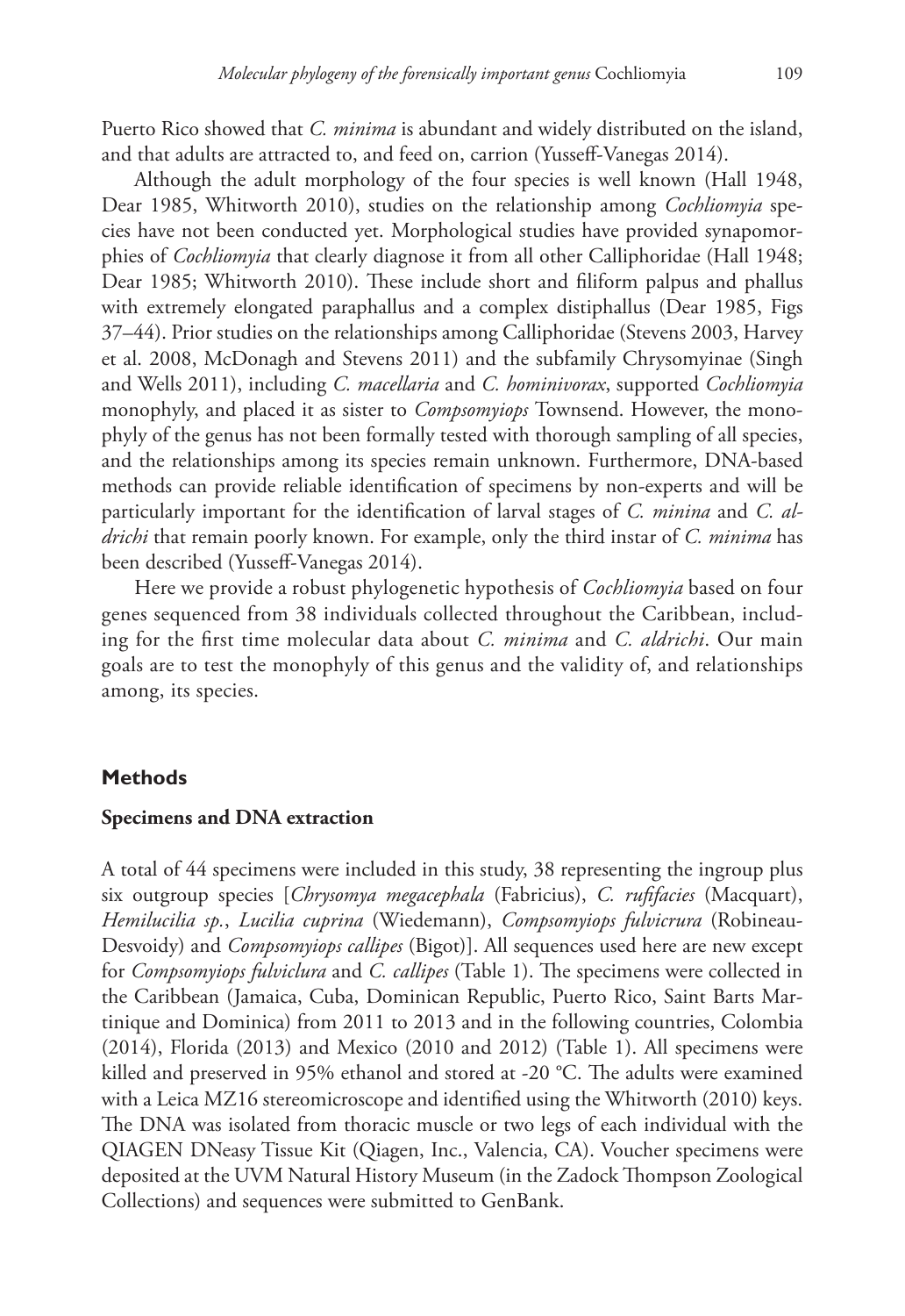Puerto Rico showed that *C. minima* is abundant and widely distributed on the island, and that adults are attracted to, and feed on, carrion (Yusseff-Vanegas 2014).

Although the adult morphology of the four species is well known (Hall 1948, Dear 1985, Whitworth 2010), studies on the relationship among *Cochliomyia* species have not been conducted yet. Morphological studies have provided synapomorphies of *Cochliomyia* that clearly diagnose it from all other Calliphoridae (Hall 1948; Dear 1985; Whitworth 2010). These include short and filiform palpus and phallus with extremely elongated paraphallus and a complex distiphallus (Dear 1985, Figs 37–44). Prior studies on the relationships among Calliphoridae (Stevens 2003, Harvey et al. 2008, McDonagh and Stevens 2011) and the subfamily Chrysomyinae (Singh and Wells 2011), including *C. macellaria* and *C. hominivorax*, supported *Cochliomyia* monophyly, and placed it as sister to *Compsomyiops* Townsend. However, the monophyly of the genus has not been formally tested with thorough sampling of all species, and the relationships among its species remain unknown. Furthermore, DNA-based methods can provide reliable identification of specimens by non-experts and will be particularly important for the identification of larval stages of *C. minina* and *C. aldrichi* that remain poorly known. For example, only the third instar of *C. minima* has been described (Yusseff-Vanegas 2014).

Here we provide a robust phylogenetic hypothesis of *Cochliomyia* based on four genes sequenced from 38 individuals collected throughout the Caribbean, including for the first time molecular data about *C. minima* and *C. aldrichi*. Our main goals are to test the monophyly of this genus and the validity of, and relationships among, its species.

## Methods

### Specimens and DNA extraction

A total of 44 specimens were included in this study, 38 representing the ingroup plus six outgroup species [*Chrysomya megacephala* (Fabricius), *C. rufifacies* (Macquart), *Hemilucilia sp.*, *Lucilia cuprina* (Wiedemann), *Compsomyiops fulvicrura* (Robineau-Desvoidy) and *Compsomyiops callipes* (Bigot)]. All sequences used here are new except for *Compsomyiops fulviclura* and *C. callipes* (Table 1). The specimens were collected in the Caribbean (Jamaica, Cuba, Dominican Republic, Puerto Rico, Saint Barts Martinique and Dominica) from 2011 to 2013 and in the following countries, Colombia (2014), Florida (2013) and Mexico (2010 and 2012) (Table 1). All specimens were killed and preserved in 95% ethanol and stored at -20 °C. The adults were examined with a Leica MZ16 stereomicroscope and identified using the Whitworth (2010) keys. The DNA was isolated from thoracic muscle or two legs of each individual with the QIAGEN DNeasy Tissue Kit (Qiagen, Inc., Valencia, CA). Voucher specimens were deposited at the UVM Natural History Museum (in the Zadock Thompson Zoological Collections) and sequences were submitted to GenBank.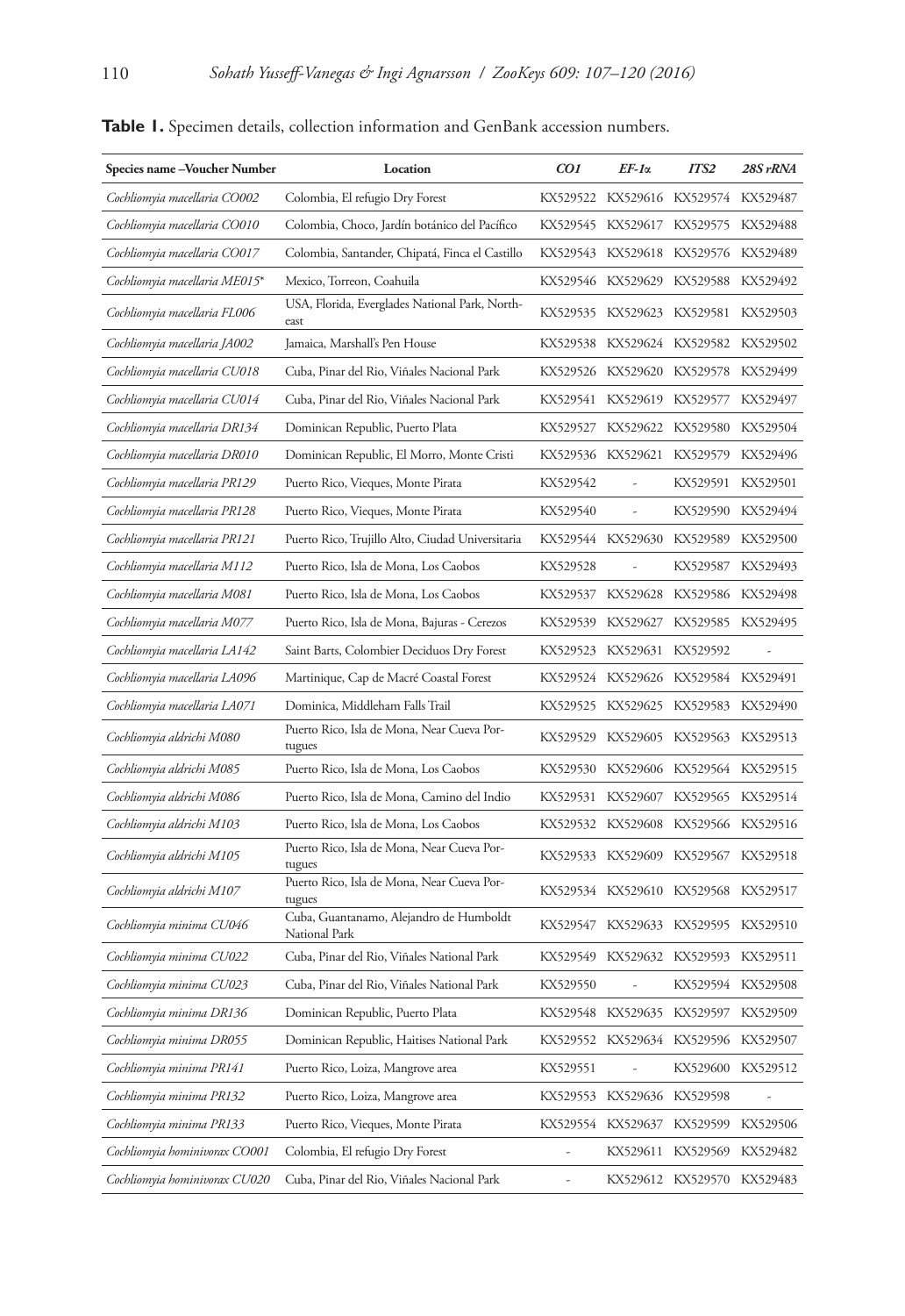**Table 1.** Specimen details, collection information and GenBank accession numbers.

| Species name –Voucher Number | Location | *CO1* | *EF-1α* | *ITS2* | *28S rRNA* |
|---|---|---|---|---|---|
| *Cochliomyia macellaria CO002* | Colombia, El refugio Dry Forest | KX529522 | KX529616 | KX529574 | KX529487 |
| *Cochliomyia macellaria CO010* | Colombia, Choco, Jardín botánico del Pacífico | KX529545 | KX529617 | KX529575 | KX529488 |
| *Cochliomyia macellaria CO017* | Colombia, Santander, Chipatá, Finca el Castillo | KX529543 | KX529618 | KX529576 | KX529489 |
| *Cochliomyia macellaria ME015** | Mexico, Torreon, Coahuila | KX529546 | KX529629 | KX529588 | KX529492 |
| *Cochliomyia macellaria FL006* | USA, Florida, Everglades National Park, North-east | KX529535 | KX529623 | KX529581 | KX529503 |
| *Cochliomyia macellaria JA002* | Jamaica, Marshall's Pen House | KX529538 | KX529624 | KX529582 | KX529502 |
| *Cochliomyia macellaria CU018* | Cuba, Pinar del Rio, Viñales Nacional Park | KX529526 | KX529620 | KX529578 | KX529499 |
| *Cochliomyia macellaria CU014* | Cuba, Pinar del Rio, Viñales Nacional Park | KX529541 | KX529619 | KX529577 | KX529497 |
| *Cochliomyia macellaria DR134* | Dominican Republic, Puerto Plata | KX529527 | KX529622 | KX529580 | KX529504 |
| *Cochliomyia macellaria DR010* | Dominican Republic, El Morro, Monte Cristi | KX529536 | KX529621 | KX529579 | KX529496 |
| *Cochliomyia macellaria PR129* | Puerto Rico, Vieques, Monte Pirata | KX529542 | - | KX529591 | KX529501 |
| *Cochliomyia macellaria PR128* | Puerto Rico, Vieques, Monte Pirata | KX529540 | - | KX529590 | KX529494 |
| *Cochliomyia macellaria PR121* | Puerto Rico, Trujillo Alto, Ciudad Universitaria | KX529544 | KX529630 | KX529589 | KX529500 |
| *Cochliomyia macellaria M112* | Puerto Rico, Isla de Mona, Los Caobos | KX529528 | - | KX529587 | KX529493 |
| *Cochliomyia macellaria M081* | Puerto Rico, Isla de Mona, Los Caobos | KX529537 | KX529628 | KX529586 | KX529498 |
| *Cochliomyia macellaria M077* | Puerto Rico, Isla de Mona, Bajuras - Cerezos | KX529539 | KX529627 | KX529585 | KX529495 |
| *Cochliomyia macellaria LA142* | Saint Barts, Colombier Deciduos Dry Forest | KX529523 | KX529631 | KX529592 | - |
| *Cochliomyia macellaria LA096* | Martinique, Cap de Macré Coastal Forest | KX529524 | KX529626 | KX529584 | KX529491 |
| *Cochliomyia macellaria LA071* | Dominica, Middleham Falls Trail | KX529525 | KX529625 | KX529583 | KX529490 |
| *Cochliomyia aldrichi M080* | Puerto Rico, Isla de Mona, Near Cueva Portugues | KX529529 | KX529605 | KX529563 | KX529513 |
| *Cochliomyia aldrichi M085* | Puerto Rico, Isla de Mona, Los Caobos | KX529530 | KX529606 | KX529564 | KX529515 |
| *Cochliomyia aldrichi M086* | Puerto Rico, Isla de Mona, Camino del Indio | KX529531 | KX529607 | KX529565 | KX529514 |
| *Cochliomyia aldrichi M103* | Puerto Rico, Isla de Mona, Los Caobos | KX529532 | KX529608 | KX529566 | KX529516 |
| *Cochliomyia aldrichi M105* | Puerto Rico, Isla de Mona, Near Cueva Portugues | KX529533 | KX529609 | KX529567 | KX529518 |
| *Cochliomyia aldrichi M107* | Puerto Rico, Isla de Mona, Near Cueva Portugues | KX529534 | KX529610 | KX529568 | KX529517 |
| *Cochliomyia minima CU046* | Cuba, Guantanamo, Alejandro de Humboldt National Park | KX529547 | KX529633 | KX529595 | KX529510 |
| *Cochliomyia minima CU022* | Cuba, Pinar del Rio, Viñales National Park | KX529549 | KX529632 | KX529593 | KX529511 |
| *Cochliomyia minima CU023* | Cuba, Pinar del Rio, Viñales National Park | KX529550 | - | KX529594 | KX529508 |
| *Cochliomyia minima DR136* | Dominican Republic, Puerto Plata | KX529548 | KX529635 | KX529597 | KX529509 |
| *Cochliomyia minima DR055* | Dominican Republic, Haitises National Park | KX529552 | KX529634 | KX529596 | KX529507 |
| *Cochliomyia minima PR141* | Puerto Rico, Loiza, Mangrove area | KX529551 | - | KX529600 | KX529512 |
| *Cochliomyia minima PR132* | Puerto Rico, Loiza, Mangrove area | KX529553 | KX529636 | KX529598 | - |
| *Cochliomyia minima PR133* | Puerto Rico, Vieques, Monte Pirata | KX529554 | KX529637 | KX529599 | KX529506 |
| *Cochliomyia hominivorax CO001* | Colombia, El refugio Dry Forest | - | KX529611 | KX529569 | KX529482 |
| *Cochliomyia hominivorax CU020* | Cuba, Pinar del Rio, Viñales Nacional Park | - | KX529612 | KX529570 | KX529483 |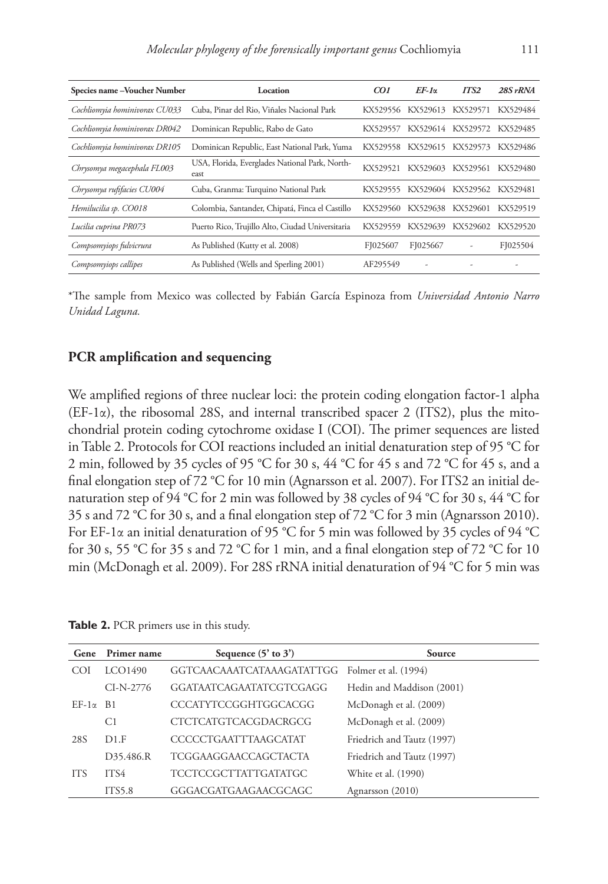| Species name –Voucher Number | Location | *CO1* | *EF-1α* | *ITS2* | *28S rRNA* |
|---|---|---|---|---|---|
| *Cochliomyia hominivorax CU033* | Cuba, Pinar del Rio, Viñales Nacional Park | KX529556 | KX529613 | KX529571 | KX529484 |
| *Cochliomyia hominivorax DR042* | Dominican Republic, Rabo de Gato | KX529557 | KX529614 | KX529572 | KX529485 |
| *Cochliomyia hominivorax DR105* | Dominican Republic, East National Park, Yuma | KX529558 | KX529615 | KX529573 | KX529486 |
| *Chrysomya megacephala FL003* | USA, Florida, Everglades National Park, North-east | KX529521 | KX529603 | KX529561 | KX529480 |
| *Chrysomya rufifacies CU004* | Cuba, Granma: Turquino National Park | KX529555 | KX529604 | KX529562 | KX529481 |
| *Hemilucilia sp. CO018* | Colombia, Santander, Chipatá, Finca el Castillo | KX529560 | KX529638 | KX529601 | KX529519 |
| *Lucilia cuprina PR073* | Puerto Rico, Trujillo Alto, Ciudad Universitaria | KX529559 | KX529639 | KX529602 | KX529520 |
| *Compsomyiops fulvicrura* | As Published (Kutty et al. 2008) | FJ025607 | FJ025667 | - | FJ025504 |
| *Compsomyiops callipes* | As Published (Wells and Sperling 2001) | AF295549 | - | - | - |

*The sample from Mexico was collected by Fabián García Espinoza from *Universidad Antonio Narro Unidad Laguna.*

## PCR amplification and sequencing

We amplified regions of three nuclear loci: the protein coding elongation factor-1 alpha (EF-1α), the ribosomal 28S, and internal transcribed spacer 2 (ITS2), plus the mitochondrial protein coding cytochrome oxidase I (COI). The primer sequences are listed in Table 2. Protocols for COI reactions included an initial denaturation step of 95 °C for 2 min, followed by 35 cycles of 95 °C for 30 s, 44 °C for 45 s and 72 °C for 45 s, and a final elongation step of 72 °C for 10 min (Agnarsson et al. 2007). For ITS2 an initial denaturation step of 94 °C for 2 min was followed by 38 cycles of 94 °C for 30 s, 44 °C for 35 s and 72 °C for 30 s, and a final elongation step of 72 °C for 3 min (Agnarsson 2010). For EF-1α an initial denaturation of 95 °C for 5 min was followed by 35 cycles of 94 °C for 30 s, 55 °C for 35 s and 72 °C for 1 min, and a final elongation step of 72 °C for 10 min (McDonagh et al. 2009). For 28S rRNA initial denaturation of 94 °C for 5 min was

**Table 2.** PCR primers use in this study.

| Gene | Primer name | Sequence (5' to 3') | Source |
|---|---|---|---|
| COI | LCO1490 | GGTCAACAAATCATAAAGATATTGG | Folmer et al. (1994) |
| | CI-N-2776 | GGATAATCAGAATATCGTCGAGG | Hedin and Maddison (2001) |
| EF-1α | B1 | CCCATYTCCGGHTGGCACGG | McDonagh et al. (2009) |
| | C1 | CTCTCATGTCACGDACRGCG | McDonagh et al. (2009) |
| 28S | D1.F | CCCCCTGAATTTAAGCATAT | Friedrich and Tautz (1997) |
| | D35.486.R | TCGGAAGGAACCAGCTACTA | Friedrich and Tautz (1997) |
| ITS | ITS4 | TCCTCCGCTTATTGATATGC | White et al. (1990) |
| | ITS5.8 | GGGACGATGAAGAACGCAGC | Agnarsson (2010) |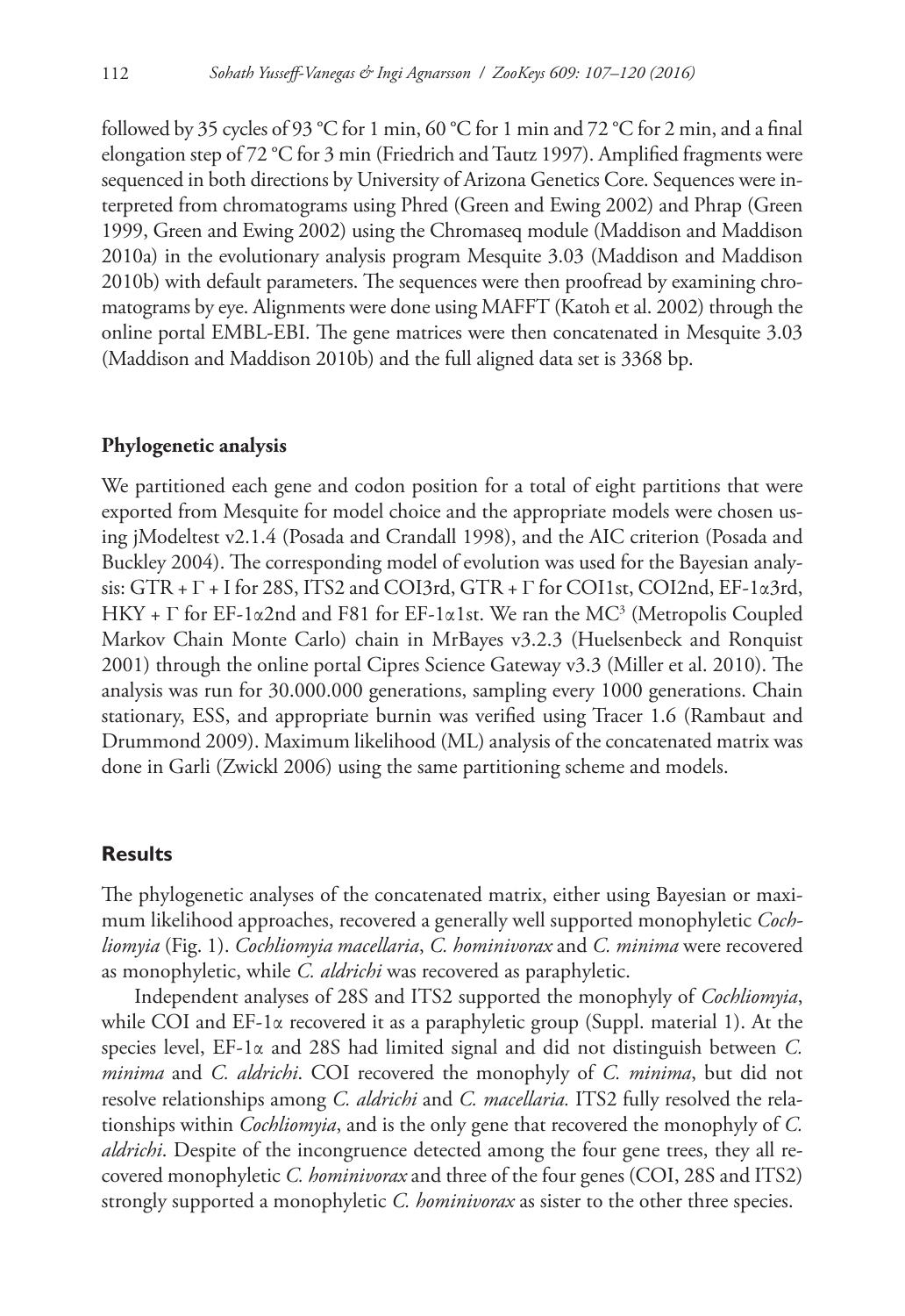followed by 35 cycles of 93 °C for 1 min, 60 °C for 1 min and 72 °C for 2 min, and a final elongation step of 72 °C for 3 min (Friedrich and Tautz 1997). Amplified fragments were sequenced in both directions by University of Arizona Genetics Core. Sequences were interpreted from chromatograms using Phred (Green and Ewing 2002) and Phrap (Green 1999, Green and Ewing 2002) using the Chromaseq module (Maddison and Maddison 2010a) in the evolutionary analysis program Mesquite 3.03 (Maddison and Maddison 2010b) with default parameters. The sequences were then proofread by examining chromatograms by eye. Alignments were done using MAFFT (Katoh et al. 2002) through the online portal EMBL-EBI. The gene matrices were then concatenated in Mesquite 3.03 (Maddison and Maddison 2010b) and the full aligned data set is 3368 bp.

### Phylogenetic analysis

We partitioned each gene and codon position for a total of eight partitions that were exported from Mesquite for model choice and the appropriate models were chosen using jModeltest v2.1.4 (Posada and Crandall 1998), and the AIC criterion (Posada and Buckley 2004). The corresponding model of evolution was used for the Bayesian analysis: GTR + $\Gamma$ + I for 28S, ITS2 and COI3rd, GTR + $\Gamma$ for COI1st, COI2nd, EF-1$\alpha$3rd, HKY + $\Gamma$ for EF-1$\alpha$2nd and F81 for EF-1$\alpha$1st. We ran the MC$^3$ (Metropolis Coupled Markov Chain Monte Carlo) chain in MrBayes v3.2.3 (Huelsenbeck and Ronquist 2001) through the online portal Cipres Science Gateway v3.3 (Miller et al. 2010). The analysis was run for 30.000.000 generations, sampling every 1000 generations. Chain stationary, ESS, and appropriate burnin was verified using Tracer 1.6 (Rambaut and Drummond 2009). Maximum likelihood (ML) analysis of the concatenated matrix was done in Garli (Zwickl 2006) using the same partitioning scheme and models.

## Results

The phylogenetic analyses of the concatenated matrix, either using Bayesian or maximum likelihood approaches, recovered a generally well supported monophyletic *Cochliomyia* (Fig. 1). *Cochliomyia macellaria*, *C. hominivorax* and *C. minima* were recovered as monophyletic, while *C. aldrichi* was recovered as paraphyletic.

Independent analyses of 28S and ITS2 supported the monophyly of *Cochliomyia*, while COI and EF-1$\alpha$ recovered it as a paraphyletic group (Suppl. material 1). At the species level, EF-1$\alpha$ and 28S had limited signal and did not distinguish between *C. minima* and *C. aldrichi*. COI recovered the monophyly of *C. minima*, but did not resolve relationships among *C. aldrichi* and *C. macellaria.* ITS2 fully resolved the relationships within *Cochliomyia*, and is the only gene that recovered the monophyly of *C. aldrichi*. Despite of the incongruence detected among the four gene trees, they all recovered monophyletic *C. hominivorax* and three of the four genes (COI, 28S and ITS2) strongly supported a monophyletic *C. hominivorax* as sister to the other three species.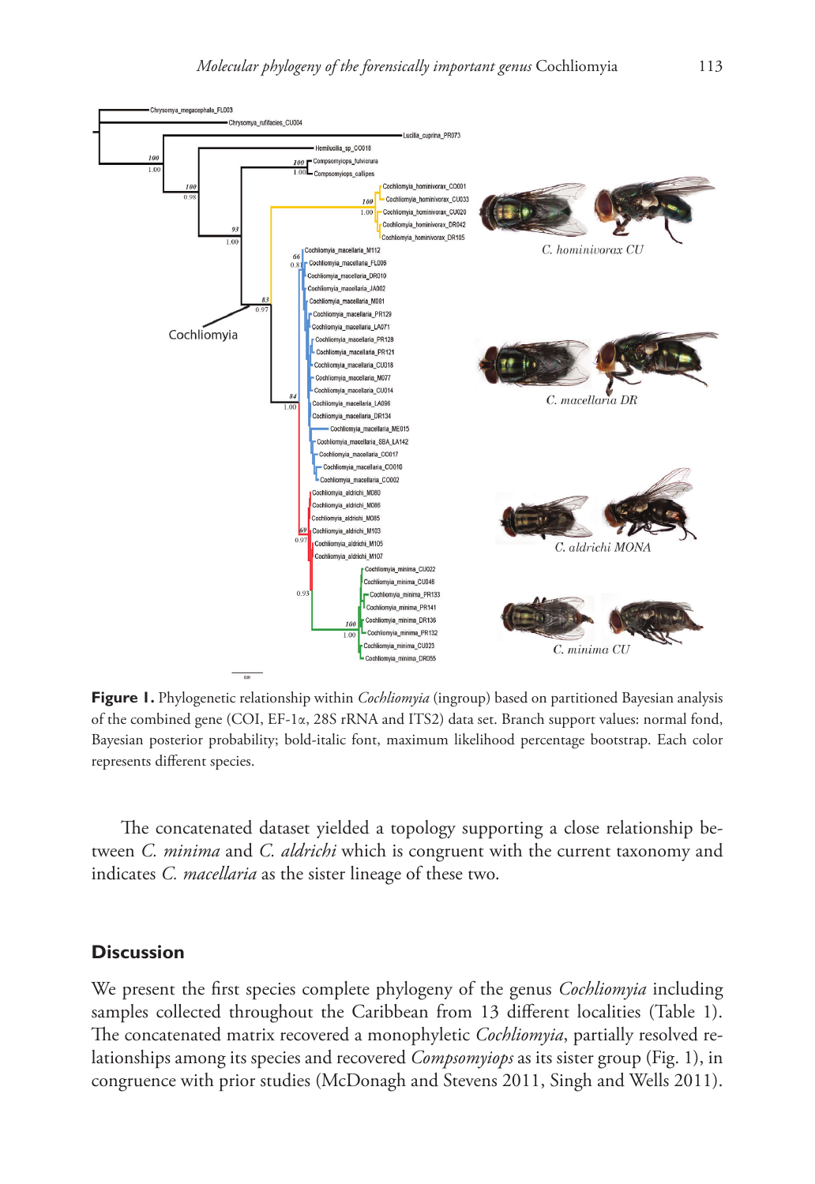**Figure 1.** Phylogenetic relationship within *Cochliomyia* (ingroup) based on partitioned Bayesian analysis of the combined gene (COI, EF-1α, 28S rRNA and ITS2) data set. Branch support values: normal fond, Bayesian posterior probability; bold-italic font, maximum likelihood percentage bootstrap. Each color represents different species.

The concatenated dataset yielded a topology supporting a close relationship between *C. minima* and *C. aldrichi* which is congruent with the current taxonomy and indicates *C. macellaria* as the sister lineage of these two.

## Discussion

We present the first species complete phylogeny of the genus *Cochliomyia* including samples collected throughout the Caribbean from 13 different localities (Table 1). The concatenated matrix recovered a monophyletic *Cochliomyia*, partially resolved relationships among its species and recovered *Compsomyiops* as its sister group (Fig. 1), in congruence with prior studies (McDonagh and Stevens 2011, Singh and Wells 2011).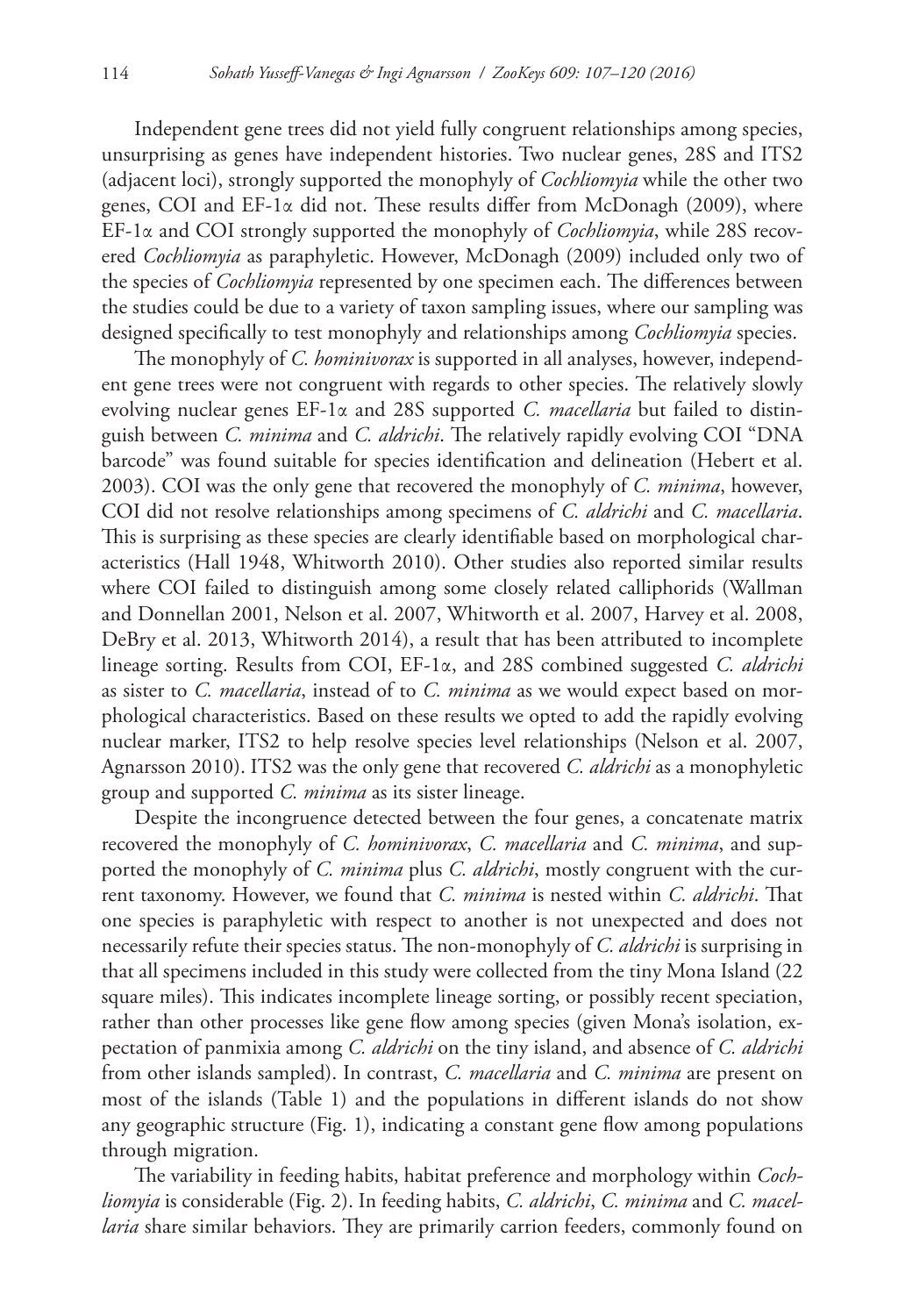Independent gene trees did not yield fully congruent relationships among species, unsurprising as genes have independent histories. Two nuclear genes, 28S and ITS2 (adjacent loci), strongly supported the monophyly of *Cochliomyia* while the other two genes, COI and EF-1α did not. These results differ from McDonagh (2009), where EF-1α and COI strongly supported the monophyly of *Cochliomyia*, while 28S recovered *Cochliomyia* as paraphyletic. However, McDonagh (2009) included only two of the species of *Cochliomyia* represented by one specimen each. The differences between the studies could be due to a variety of taxon sampling issues, where our sampling was designed specifically to test monophyly and relationships among *Cochliomyia* species.

The monophyly of *C. hominivorax* is supported in all analyses, however, independent gene trees were not congruent with regards to other species. The relatively slowly evolving nuclear genes EF-1α and 28S supported *C. macellaria* but failed to distinguish between *C. minima* and *C. aldrichi*. The relatively rapidly evolving COI "DNA barcode" was found suitable for species identification and delineation (Hebert et al. 2003). COI was the only gene that recovered the monophyly of *C. minima*, however, COI did not resolve relationships among specimens of *C. aldrichi* and *C. macellaria*. This is surprising as these species are clearly identifiable based on morphological characteristics (Hall 1948, Whitworth 2010). Other studies also reported similar results where COI failed to distinguish among some closely related calliphorids (Wallman and Donnellan 2001, Nelson et al. 2007, Whitworth et al. 2007, Harvey et al. 2008, DeBry et al. 2013, Whitworth 2014), a result that has been attributed to incomplete lineage sorting. Results from COI, EF-1α, and 28S combined suggested *C. aldrichi* as sister to *C. macellaria*, instead of to *C. minima* as we would expect based on morphological characteristics. Based on these results we opted to add the rapidly evolving nuclear marker, ITS2 to help resolve species level relationships (Nelson et al. 2007, Agnarsson 2010). ITS2 was the only gene that recovered *C. aldrichi* as a monophyletic group and supported *C. minima* as its sister lineage.

Despite the incongruence detected between the four genes, a concatenate matrix recovered the monophyly of *C. hominivorax*, *C. macellaria* and *C. minima*, and supported the monophyly of *C. minima* plus *C. aldrichi*, mostly congruent with the current taxonomy. However, we found that *C. minima* is nested within *C. aldrichi*. That one species is paraphyletic with respect to another is not unexpected and does not necessarily refute their species status. The non-monophyly of *C. aldrichi* is surprising in that all specimens included in this study were collected from the tiny Mona Island (22 square miles). This indicates incomplete lineage sorting, or possibly recent speciation, rather than other processes like gene flow among species (given Mona's isolation, expectation of panmixia among *C. aldrichi* on the tiny island, and absence of *C. aldrichi* from other islands sampled). In contrast, *C. macellaria* and *C. minima* are present on most of the islands (Table 1) and the populations in different islands do not show any geographic structure (Fig. 1), indicating a constant gene flow among populations through migration.

The variability in feeding habits, habitat preference and morphology within *Cochliomyia* is considerable (Fig. 2). In feeding habits, *C. aldrichi*, *C. minima* and *C. macellaria* share similar behaviors. They are primarily carrion feeders, commonly found on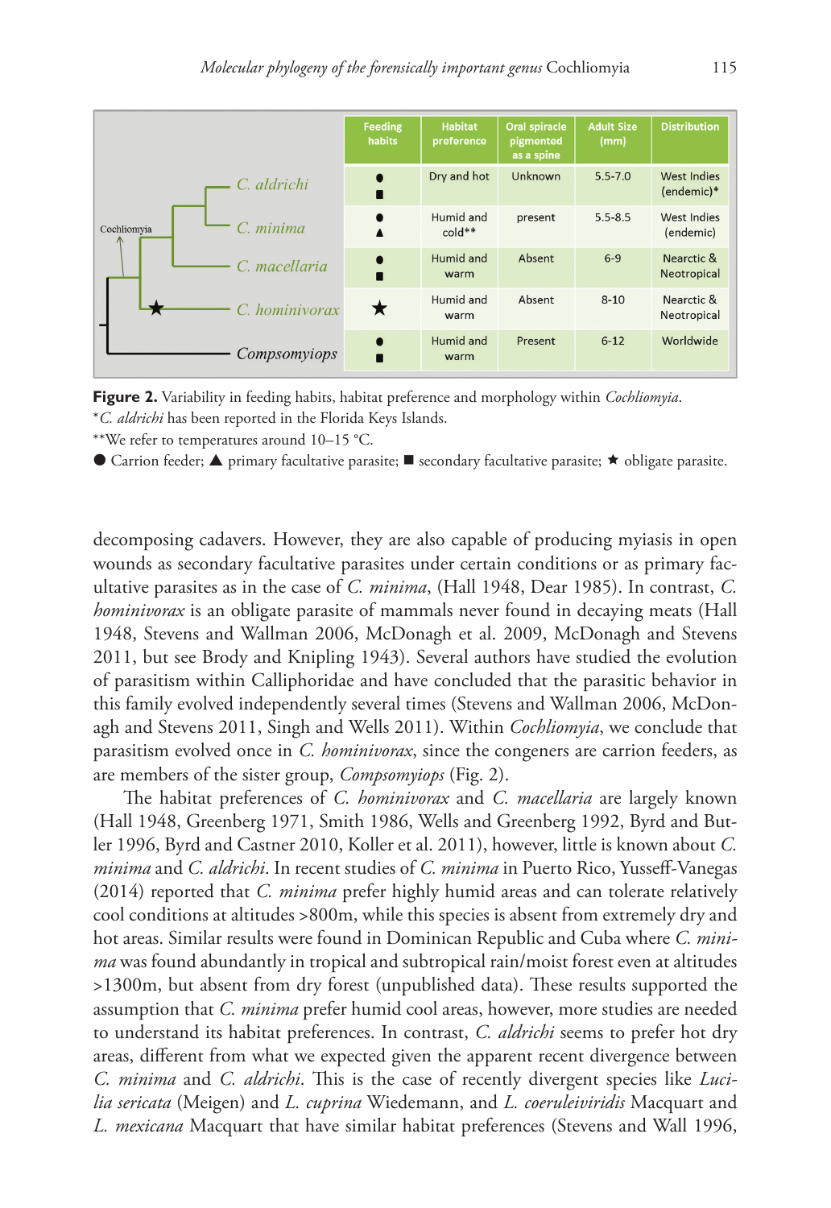| | Feeding habits | Habitat preference | Oral spiracle pigmented as a spine | Adult Size (mm) | Distribution |
|---|---|---|---|---|---|
| *C. aldrichi* | ● ■ | Dry and hot | Unknown | 5.5-7.0 | West Indies (endemic)* |
| *C. minima* | ● ▲ | Humid and cold** | present | 5.5-8.5 | West Indies (endemic) |
| *C. macellaria* | ● ■ | Humid and warm | Absent | 6-9 | Nearctic & Neotropical |
| *C. hominivorax* | ★ | Humid and warm | Absent | 8-10 | Nearctic & Neotropical |
| *Compsomyiops* | ● ■ | Humid and warm | Present | 6-12 | Worldwide |

**Figure 2.** Variability in feeding habits, habitat preference and morphology within *Cochliomyia*.
**C. aldrichi* has been reported in the Florida Keys Islands.
**We refer to temperatures around 10–15 °C.
● Carrion feeder; ▲ primary facultative parasite; ■ secondary facultative parasite; ★ obligate parasite.

decomposing cadavers. However, they are also capable of producing myiasis in open wounds as secondary facultative parasites under certain conditions or as primary facultative parasites as in the case of *C. minima*, (Hall 1948, Dear 1985). In contrast, *C. hominivorax* is an obligate parasite of mammals never found in decaying meats (Hall 1948, Stevens and Wallman 2006, McDonagh et al. 2009, McDonagh and Stevens 2011, but see Brody and Knipling 1943). Several authors have studied the evolution of parasitism within Calliphoridae and have concluded that the parasitic behavior in this family evolved independently several times (Stevens and Wallman 2006, McDonagh and Stevens 2011, Singh and Wells 2011). Within *Cochliomyia*, we conclude that parasitism evolved once in *C. hominivorax*, since the congeners are carrion feeders, as are members of the sister group, *Compsomyiops* (Fig. 2).

The habitat preferences of *C. hominivorax* and *C. macellaria* are largely known (Hall 1948, Greenberg 1971, Smith 1986, Wells and Greenberg 1992, Byrd and Butler 1996, Byrd and Castner 2010, Koller et al. 2011), however, little is known about *C. minima* and *C. aldrichi*. In recent studies of *C. minima* in Puerto Rico, Yusseff-Vanegas (2014) reported that *C. minima* prefer highly humid areas and can tolerate relatively cool conditions at altitudes >800m, while this species is absent from extremely dry and hot areas. Similar results were found in Dominican Republic and Cuba where *C. minima* was found abundantly in tropical and subtropical rain/moist forest even at altitudes >1300m, but absent from dry forest (unpublished data). These results supported the assumption that *C. minima* prefer humid cool areas, however, more studies are needed to understand its habitat preferences. In contrast, *C. aldrichi* seems to prefer hot dry areas, different from what we expected given the apparent recent divergence between *C. minima* and *C. aldrichi*. This is the case of recently divergent species like *Lucilia sericata* (Meigen) and *L. cuprina* Wiedemann, and *L. coeruleiviridis* Macquart and *L. mexicana* Macquart that have similar habitat preferences (Stevens and Wall 1996,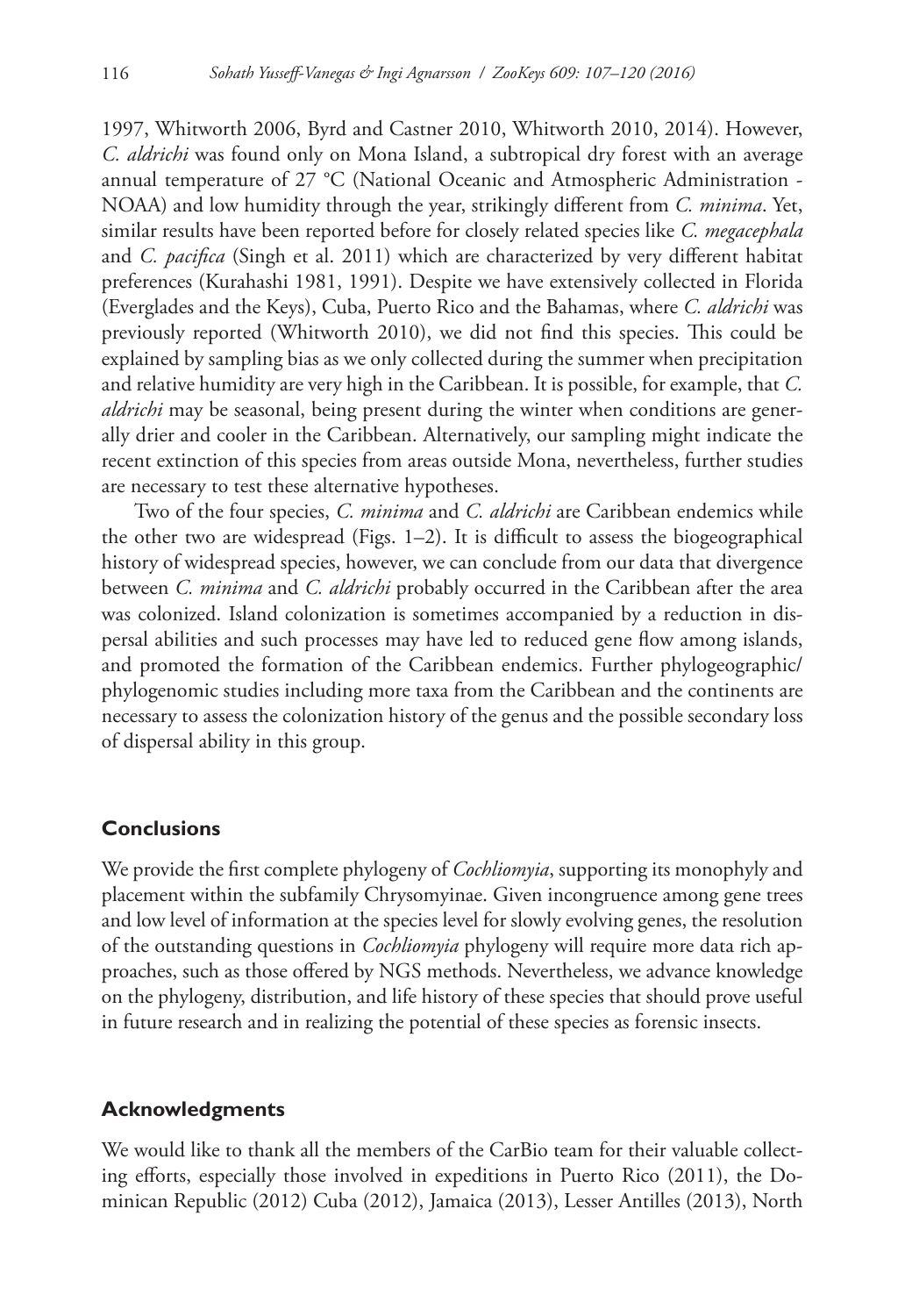1997, Whitworth 2006, Byrd and Castner 2010, Whitworth 2010, 2014). However, *C. aldrichi* was found only on Mona Island, a subtropical dry forest with an average annual temperature of 27 °C (National Oceanic and Atmospheric Administration - NOAA) and low humidity through the year, strikingly different from *C. minima*. Yet, similar results have been reported before for closely related species like *C. megacephala* and *C. pacifica* (Singh et al. 2011) which are characterized by very different habitat preferences (Kurahashi 1981, 1991). Despite we have extensively collected in Florida (Everglades and the Keys), Cuba, Puerto Rico and the Bahamas, where *C. aldrichi* was previously reported (Whitworth 2010), we did not find this species. This could be explained by sampling bias as we only collected during the summer when precipitation and relative humidity are very high in the Caribbean. It is possible, for example, that *C. aldrichi* may be seasonal, being present during the winter when conditions are generally drier and cooler in the Caribbean. Alternatively, our sampling might indicate the recent extinction of this species from areas outside Mona, nevertheless, further studies are necessary to test these alternative hypotheses.

Two of the four species, *C. minima* and *C. aldrichi* are Caribbean endemics while the other two are widespread (Figs. 1–2). It is difficult to assess the biogeographical history of widespread species, however, we can conclude from our data that divergence between *C. minima* and *C. aldrichi* probably occurred in the Caribbean after the area was colonized. Island colonization is sometimes accompanied by a reduction in dispersal abilities and such processes may have led to reduced gene flow among islands, and promoted the formation of the Caribbean endemics. Further phylogeographic/phylogenomic studies including more taxa from the Caribbean and the continents are necessary to assess the colonization history of the genus and the possible secondary loss of dispersal ability in this group.

## Conclusions

We provide the first complete phylogeny of *Cochliomyia*, supporting its monophyly and placement within the subfamily Chrysomyinae. Given incongruence among gene trees and low level of information at the species level for slowly evolving genes, the resolution of the outstanding questions in *Cochliomyia* phylogeny will require more data rich approaches, such as those offered by NGS methods. Nevertheless, we advance knowledge on the phylogeny, distribution, and life history of these species that should prove useful in future research and in realizing the potential of these species as forensic insects.

## Acknowledgments

We would like to thank all the members of the CarBio team for their valuable collecting efforts, especially those involved in expeditions in Puerto Rico (2011), the Dominican Republic (2012) Cuba (2012), Jamaica (2013), Lesser Antilles (2013), North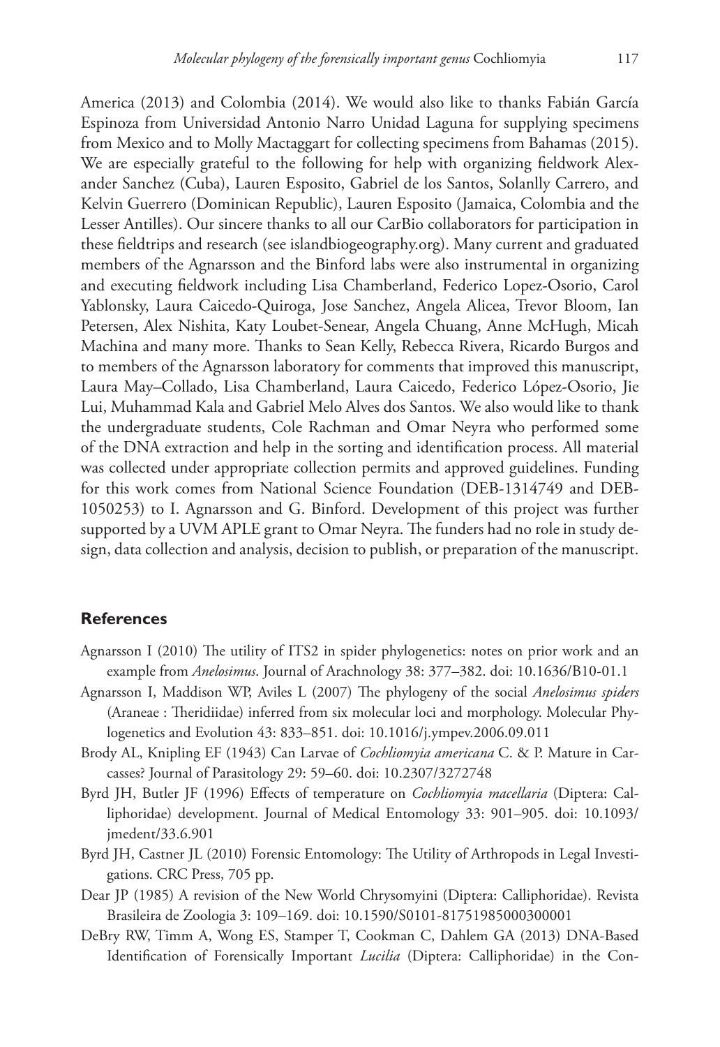America (2013) and Colombia (2014). We would also like to thanks Fabián García Espinoza from Universidad Antonio Narro Unidad Laguna for supplying specimens from Mexico and to Molly Mactaggart for collecting specimens from Bahamas (2015). We are especially grateful to the following for help with organizing fieldwork Alexander Sanchez (Cuba), Lauren Esposito, Gabriel de los Santos, Solanlly Carrero, and Kelvin Guerrero (Dominican Republic), Lauren Esposito (Jamaica, Colombia and the Lesser Antilles). Our sincere thanks to all our CarBio collaborators for participation in these fieldtrips and research (see islandbiogeography.org). Many current and graduated members of the Agnarsson and the Binford labs were also instrumental in organizing and executing fieldwork including Lisa Chamberland, Federico Lopez-Osorio, Carol Yablonsky, Laura Caicedo-Quiroga, Jose Sanchez, Angela Alicea, Trevor Bloom, Ian Petersen, Alex Nishita, Katy Loubet-Senear, Angela Chuang, Anne McHugh, Micah Machina and many more. Thanks to Sean Kelly, Rebecca Rivera, Ricardo Burgos and to members of the Agnarsson laboratory for comments that improved this manuscript, Laura May–Collado, Lisa Chamberland, Laura Caicedo, Federico López-Osorio, Jie Lui, Muhammad Kala and Gabriel Melo Alves dos Santos. We also would like to thank the undergraduate students, Cole Rachman and Omar Neyra who performed some of the DNA extraction and help in the sorting and identification process. All material was collected under appropriate collection permits and approved guidelines. Funding for this work comes from National Science Foundation (DEB-1314749 and DEB-1050253) to I. Agnarsson and G. Binford. Development of this project was further supported by a UVM APLE grant to Omar Neyra. The funders had no role in study design, data collection and analysis, decision to publish, or preparation of the manuscript.

## References

Agnarsson I (2010) The utility of ITS2 in spider phylogenetics: notes on prior work and an example from *Anelosimus*. Journal of Arachnology 38: 377–382. doi: 10.1636/B10-01.1

Agnarsson I, Maddison WP, Aviles L (2007) The phylogeny of the social *Anelosimus spiders* (Araneae : Theridiidae) inferred from six molecular loci and morphology. Molecular Phylogenetics and Evolution 43: 833–851. doi: 10.1016/j.ympev.2006.09.011

Brody AL, Knipling EF (1943) Can Larvae of *Cochliomyia americana* C. & P. Mature in Carcasses? Journal of Parasitology 29: 59–60. doi: 10.2307/3272748

Byrd JH, Butler JF (1996) Effects of temperature on *Cochliomyia macellaria* (Diptera: Calliphoridae) development. Journal of Medical Entomology 33: 901–905. doi: 10.1093/jmedent/33.6.901

Byrd JH, Castner JL (2010) Forensic Entomology: The Utility of Arthropods in Legal Investigations. CRC Press, 705 pp.

Dear JP (1985) A revision of the New World Chrysomyini (Diptera: Calliphoridae). Revista Brasileira de Zoologia 3: 109–169. doi: 10.1590/S0101-81751985000300001

DeBry RW, Timm A, Wong ES, Stamper T, Cookman C, Dahlem GA (2013) DNA-Based Identification of Forensically Important *Lucilia* (Diptera: Calliphoridae) in the Con-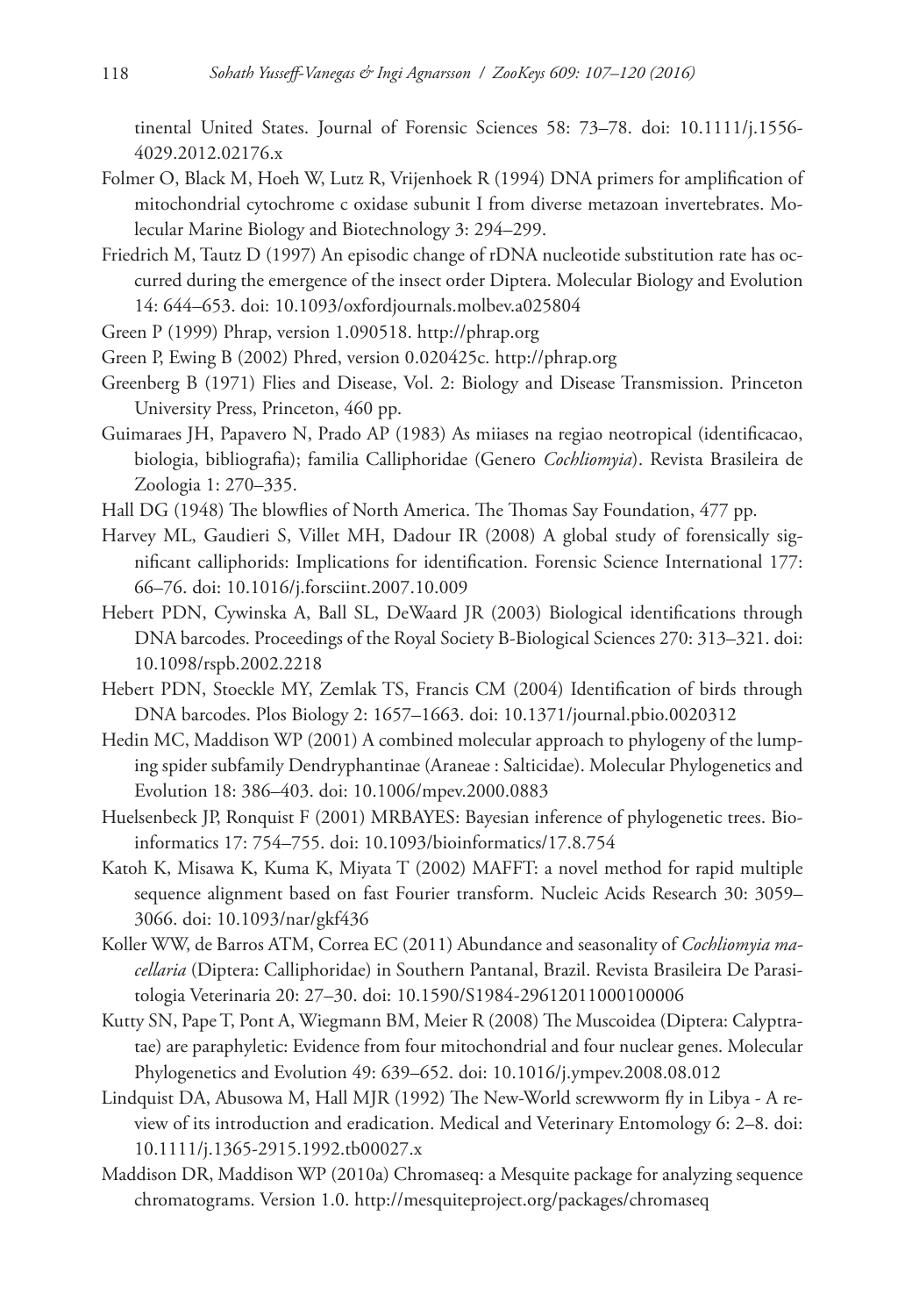tinental United States. Journal of Forensic Sciences 58: 73–78. doi: 10.1111/j.1556-4029.2012.02176.x

Folmer O, Black M, Hoeh W, Lutz R, Vrijenhoek R (1994) DNA primers for amplification of mitochondrial cytochrome c oxidase subunit I from diverse metazoan invertebrates. Molecular Marine Biology and Biotechnology 3: 294–299.

Friedrich M, Tautz D (1997) An episodic change of rDNA nucleotide substitution rate has occurred during the emergence of the insect order Diptera. Molecular Biology and Evolution 14: 644–653. doi: 10.1093/oxfordjournals.molbev.a025804

Green P (1999) Phrap, version 1.090518. http://phrap.org

Green P, Ewing B (2002) Phred, version 0.020425c. http://phrap.org

Greenberg B (1971) Flies and Disease, Vol. 2: Biology and Disease Transmission. Princeton University Press, Princeton, 460 pp.

Guimaraes JH, Papavero N, Prado AP (1983) As miiases na regiao neotropical (identificacao, biologia, bibliografia); familia Calliphoridae (Genero *Cochliomyia*). Revista Brasileira de Zoologia 1: 270–335.

Hall DG (1948) The blowflies of North America. The Thomas Say Foundation, 477 pp.

Harvey ML, Gaudieri S, Villet MH, Dadour IR (2008) A global study of forensically significant calliphorids: Implications for identification. Forensic Science International 177: 66–76. doi: 10.1016/j.forsciint.2007.10.009

Hebert PDN, Cywinska A, Ball SL, DeWaard JR (2003) Biological identifications through DNA barcodes. Proceedings of the Royal Society B-Biological Sciences 270: 313–321. doi: 10.1098/rspb.2002.2218

Hebert PDN, Stoeckle MY, Zemlak TS, Francis CM (2004) Identification of birds through DNA barcodes. Plos Biology 2: 1657–1663. doi: 10.1371/journal.pbio.0020312

Hedin MC, Maddison WP (2001) A combined molecular approach to phylogeny of the jumping spider subfamily Dendryphantinae (Araneae : Salticidae). Molecular Phylogenetics and Evolution 18: 386–403. doi: 10.1006/mpev.2000.0883

Huelsenbeck JP, Ronquist F (2001) MRBAYES: Bayesian inference of phylogenetic trees. Bioinformatics 17: 754–755. doi: 10.1093/bioinformatics/17.8.754

Katoh K, Misawa K, Kuma K, Miyata T (2002) MAFFT: a novel method for rapid multiple sequence alignment based on fast Fourier transform. Nucleic Acids Research 30: 3059–3066. doi: 10.1093/nar/gkf436

Koller WW, de Barros ATM, Correa EC (2011) Abundance and seasonality of *Cochliomyia macellaria* (Diptera: Calliphoridae) in Southern Pantanal, Brazil. Revista Brasileira De Parasitologia Veterinaria 20: 27–30. doi: 10.1590/S1984-29612011000100006

Kutty SN, Pape T, Pont A, Wiegmann BM, Meier R (2008) The Muscoidea (Diptera: Calyptratae) are paraphyletic: Evidence from four mitochondrial and four nuclear genes. Molecular Phylogenetics and Evolution 49: 639–652. doi: 10.1016/j.ympev.2008.08.012

Lindquist DA, Abusowa M, Hall MJR (1992) The New-World screwworm fly in Libya - A review of its introduction and eradication. Medical and Veterinary Entomology 6: 2–8. doi: 10.1111/j.1365-2915.1992.tb00027.x

Maddison DR, Maddison WP (2010a) Chromaseq: a Mesquite package for analyzing sequence chromatograms. Version 1.0. http://mesquiteproject.org/packages/chromaseq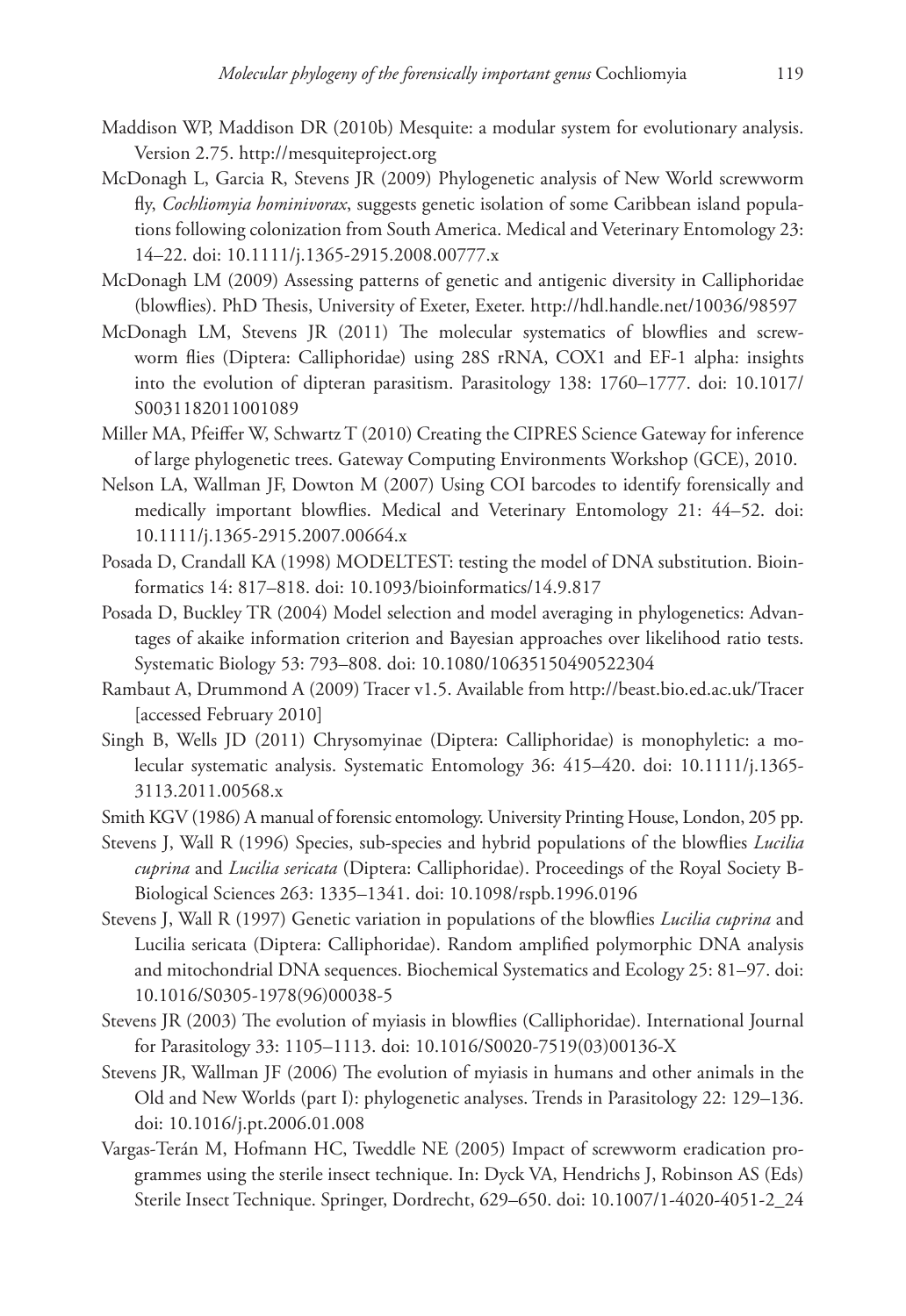Maddison WP, Maddison DR (2010b) Mesquite: a modular system for evolutionary analysis. Version 2.75. http://mesquiteproject.org

McDonagh L, Garcia R, Stevens JR (2009) Phylogenetic analysis of New World screwworm fly, *Cochliomyia hominivorax*, suggests genetic isolation of some Caribbean island populations following colonization from South America. Medical and Veterinary Entomology 23: 14–22. doi: 10.1111/j.1365-2915.2008.00777.x

McDonagh LM (2009) Assessing patterns of genetic and antigenic diversity in Calliphoridae (blowflies). PhD Thesis, University of Exeter, Exeter. http://hdl.handle.net/10036/98597

McDonagh LM, Stevens JR (2011) The molecular systematics of blowflies and screwworm flies (Diptera: Calliphoridae) using 28S rRNA, COX1 and EF-1 alpha: insights into the evolution of dipteran parasitism. Parasitology 138: 1760–1777. doi: 10.1017/S0031182011001089

Miller MA, Pfeiffer W, Schwartz T (2010) Creating the CIPRES Science Gateway for inference of large phylogenetic trees. Gateway Computing Environments Workshop (GCE), 2010.

Nelson LA, Wallman JF, Dowton M (2007) Using COI barcodes to identify forensically and medically important blowflies. Medical and Veterinary Entomology 21: 44–52. doi: 10.1111/j.1365-2915.2007.00664.x

Posada D, Crandall KA (1998) MODELTEST: testing the model of DNA substitution. Bioinformatics 14: 817–818. doi: 10.1093/bioinformatics/14.9.817

Posada D, Buckley TR (2004) Model selection and model averaging in phylogenetics: Advantages of akaike information criterion and Bayesian approaches over likelihood ratio tests. Systematic Biology 53: 793–808. doi: 10.1080/10635150490522304

Rambaut A, Drummond A (2009) Tracer v1.5. Available from http://beast.bio.ed.ac.uk/Tracer [accessed February 2010]

Singh B, Wells JD (2011) Chrysomyinae (Diptera: Calliphoridae) is monophyletic: a molecular systematic analysis. Systematic Entomology 36: 415–420. doi: 10.1111/j.1365-3113.2011.00568.x

Smith KGV (1986) A manual of forensic entomology. University Printing House, London, 205 pp.

Stevens J, Wall R (1996) Species, sub-species and hybrid populations of the blowflies *Lucilia cuprina* and *Lucilia sericata* (Diptera: Calliphoridae). Proceedings of the Royal Society B-Biological Sciences 263: 1335–1341. doi: 10.1098/rspb.1996.0196

Stevens J, Wall R (1997) Genetic variation in populations of the blowflies *Lucilia cuprina* and Lucilia sericata (Diptera: Calliphoridae). Random amplified polymorphic DNA analysis and mitochondrial DNA sequences. Biochemical Systematics and Ecology 25: 81–97. doi: 10.1016/S0305-1978(96)00038-5

Stevens JR (2003) The evolution of myiasis in blowflies (Calliphoridae). International Journal for Parasitology 33: 1105–1113. doi: 10.1016/S0020-7519(03)00136-X

Stevens JR, Wallman JF (2006) The evolution of myiasis in humans and other animals in the Old and New Worlds (part I): phylogenetic analyses. Trends in Parasitology 22: 129–136. doi: 10.1016/j.pt.2006.01.008

Vargas-Terán M, Hofmann HC, Tweddle NE (2005) Impact of screwworm eradication programmes using the sterile insect technique. In: Dyck VA, Hendrichs J, Robinson AS (Eds) Sterile Insect Technique. Springer, Dordrecht, 629–650. doi: 10.1007/1-4020-4051-2_24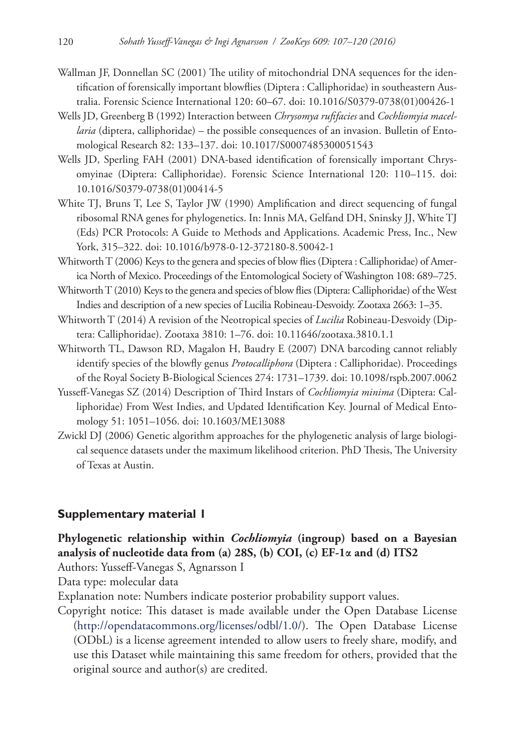Wallman JF, Donnellan SC (2001) The utility of mitochondrial DNA sequences for the identification of forensically important blowflies (Diptera : Calliphoridae) in southeastern Australia. Forensic Science International 120: 60–67. doi: 10.1016/S0379-0738(01)00426-1

Wells JD, Greenberg B (1992) Interaction between *Chrysomya rufifacies* and *Cochliomyia macellaria* (diptera, calliphoridae) – the possible consequences of an invasion. Bulletin of Entomological Research 82: 133–137. doi: 10.1017/S0007485300051543

Wells JD, Sperling FAH (2001) DNA-based identification of forensically important Chrysomyinae (Diptera: Calliphoridae). Forensic Science International 120: 110–115. doi: 10.1016/S0379-0738(01)00414-5

White TJ, Bruns T, Lee S, Taylor JW (1990) Amplification and direct sequencing of fungal ribosomal RNA genes for phylogenetics. In: Innis MA, Gelfand DH, Sninsky JJ, White TJ (Eds) PCR Protocols: A Guide to Methods and Applications. Academic Press, Inc., New York, 315–322. doi: 10.1016/b978-0-12-372180-8.50042-1

Whitworth T (2006) Keys to the genera and species of blow flies (Diptera : Calliphoridae) of America North of Mexico. Proceedings of the Entomological Society of Washington 108: 689–725.

Whitworth T (2010) Keys to the genera and species of blow flies (Diptera: Calliphoridae) of the West Indies and description of a new species of Lucilia Robineau-Desvoidy. Zootaxa 2663: 1–35.

Whitworth T (2014) A revision of the Neotropical species of *Lucilia* Robineau-Desvoidy (Diptera: Calliphoridae). Zootaxa 3810: 1–76. doi: 10.11646/zootaxa.3810.1.1

Whitworth TL, Dawson RD, Magalon H, Baudry E (2007) DNA barcoding cannot reliably identify species of the blowfly genus *Protocalliphora* (Diptera : Calliphoridae). Proceedings of the Royal Society B-Biological Sciences 274: 1731–1739. doi: 10.1098/rspb.2007.0062

Yusseff-Vanegas SZ (2014) Description of Third Instars of *Cochliomyia minima* (Diptera: Calliphoridae) From West Indies, and Updated Identification Key. Journal of Medical Entomology 51: 1051–1056. doi: 10.1603/ME13088

Zwickl DJ (2006) Genetic algorithm approaches for the phylogenetic analysis of large biological sequence datasets under the maximum likelihood criterion. PhD Thesis, The University of Texas at Austin.

## Supplementary material 1

**Phylogenetic relationship within *Cochliomyia* (ingroup) based on a Bayesian analysis of nucleotide data from (a) 28S, (b) COI, (c) EF-1α and (d) ITS2**

Authors: Yusseff-Vanegas S, Agnarsson I

Data type: molecular data

Explanation note: Numbers indicate posterior probability support values.

Copyright notice: This dataset is made available under the Open Database License (http://opendatacommons.org/licenses/odbl/1.0/). The Open Database License (ODbL) is a license agreement intended to allow users to freely share, modify, and use this Dataset while maintaining this same freedom for others, provided that the original source and author(s) are credited.